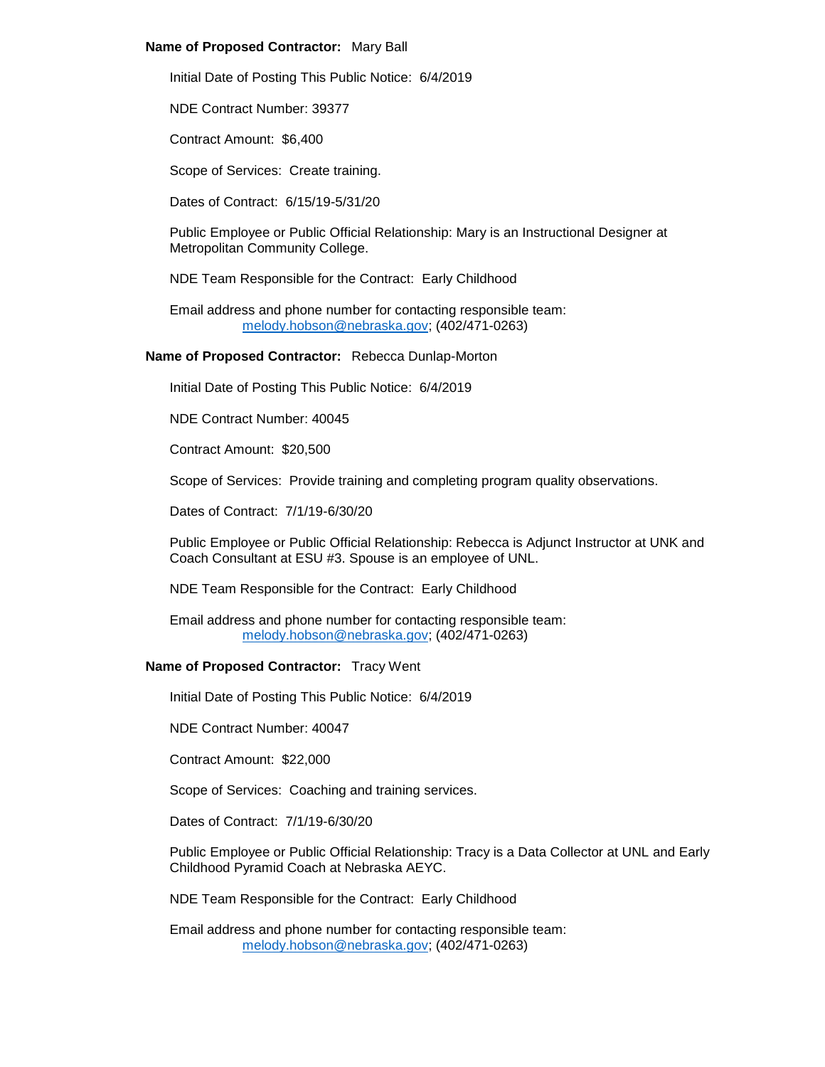**Name of Proposed Contractor:** Mary Ball

Initial Date of Posting This Public Notice: 6/4/2019

NDE Contract Number: 39377

Contract Amount: $6,400

Scope of Services: Create training.

Dates of Contract: 6/15/19-5/31/20

Public Employee or Public Official Relationship: Mary is an Instructional Designer at Metropolitan Community College.

NDE Team Responsible for the Contract: Early Childhood

Email address and phone number for contacting responsible team:
melody.hobson@nebraska.gov; (402/471-0263)

**Name of Proposed Contractor:** Rebecca Dunlap-Morton

Initial Date of Posting This Public Notice: 6/4/2019

NDE Contract Number: 40045

Contract Amount: $20,500

Scope of Services: Provide training and completing program quality observations.

Dates of Contract: 7/1/19-6/30/20

Public Employee or Public Official Relationship: Rebecca is Adjunct Instructor at UNK and Coach Consultant at ESU #3. Spouse is an employee of UNL.

NDE Team Responsible for the Contract: Early Childhood

Email address and phone number for contacting responsible team:
melody.hobson@nebraska.gov; (402/471-0263)

**Name of Proposed Contractor:** Tracy Went

Initial Date of Posting This Public Notice: 6/4/2019

NDE Contract Number: 40047

Contract Amount: $22,000

Scope of Services: Coaching and training services.

Dates of Contract: 7/1/19-6/30/20

Public Employee or Public Official Relationship: Tracy is a Data Collector at UNL and Early Childhood Pyramid Coach at Nebraska AEYC.

NDE Team Responsible for the Contract: Early Childhood

Email address and phone number for contacting responsible team:
melody.hobson@nebraska.gov; (402/471-0263)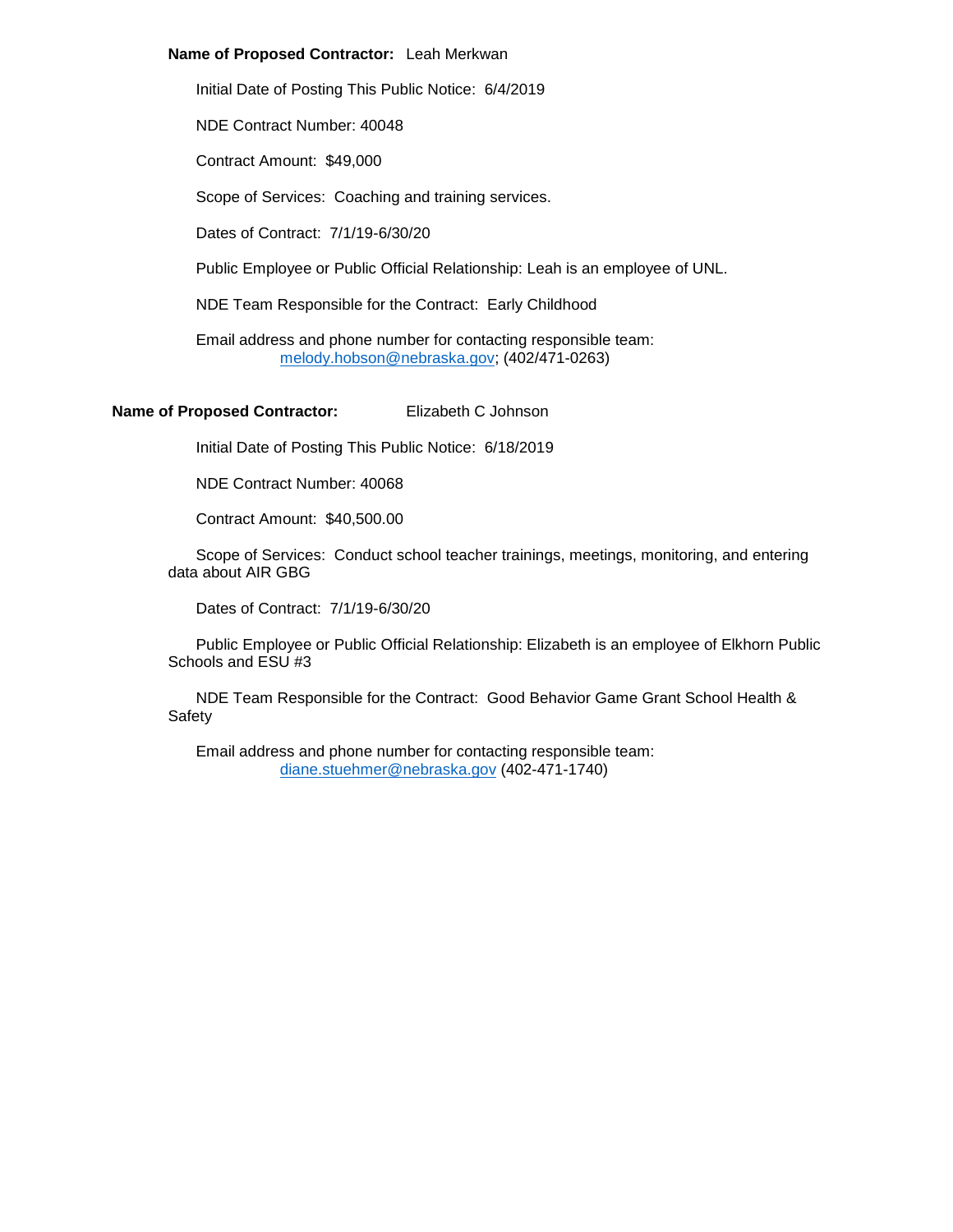**Name of Proposed Contractor:** Leah Merkwan

Initial Date of Posting This Public Notice: 6/4/2019

NDE Contract Number: 40048

Contract Amount: $49,000

Scope of Services: Coaching and training services.

Dates of Contract: 7/1/19-6/30/20

Public Employee or Public Official Relationship: Leah is an employee of UNL.

NDE Team Responsible for the Contract: Early Childhood

Email address and phone number for contacting responsible team:
melody.hobson@nebraska.gov; (402/471-0263)

**Name of Proposed Contractor:** Elizabeth C Johnson

Initial Date of Posting This Public Notice: 6/18/2019

NDE Contract Number: 40068

Contract Amount: $40,500.00

Scope of Services: Conduct school teacher trainings, meetings, monitoring, and entering data about AIR GBG

Dates of Contract: 7/1/19-6/30/20

Public Employee or Public Official Relationship: Elizabeth is an employee of Elkhorn Public Schools and ESU #3

NDE Team Responsible for the Contract: Good Behavior Game Grant School Health & Safety

Email address and phone number for contacting responsible team:
diane.stuehmer@nebraska.gov (402-471-1740)